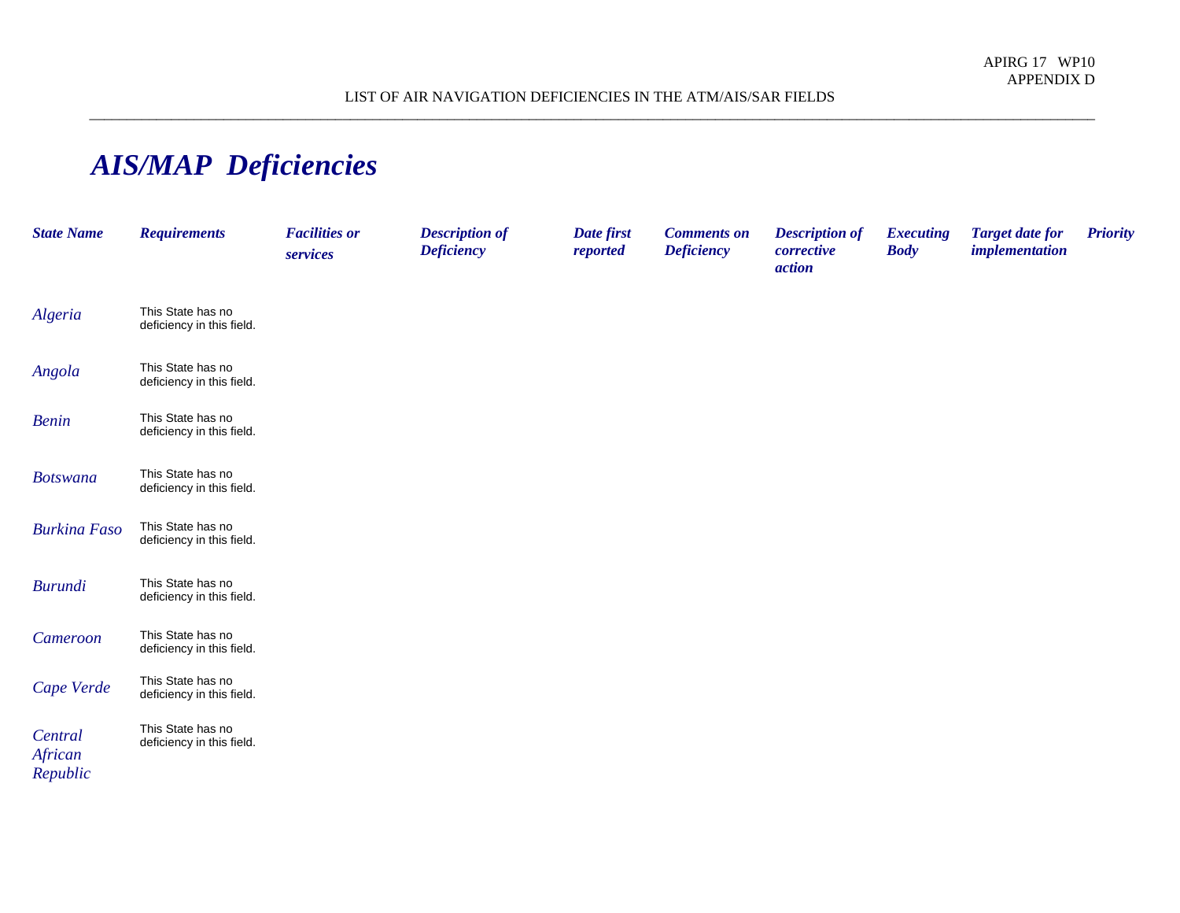APIRG 17 WP10
APPENDIX D

LIST OF AIR NAVIGATION DEFICIENCIES IN THE ATM/AIS/SAR FIELDS

# *AIS/MAP Deficiencies*

| *State Name* | *Requirements* | *Facilities or services* | *Description of Deficiency* | *Date first reported* | *Comments on Deficiency* | *Description of corrective action* | *Executing Body* | *Target date for implementation* | *Priority* |
|---|---|---|---|---|---|---|---|---|---|
| *Algeria* | This State has no deficiency in this field. | | | | | | | | |
| *Angola* | This State has no deficiency in this field. | | | | | | | | |
| *Benin* | This State has no deficiency in this field. | | | | | | | | |
| *Botswana* | This State has no deficiency in this field. | | | | | | | | |
| *Burkina Faso* | This State has no deficiency in this field. | | | | | | | | |
| *Burundi* | This State has no deficiency in this field. | | | | | | | | |
| *Cameroon* | This State has no deficiency in this field. | | | | | | | | |
| *Cape Verde* | This State has no deficiency in this field. | | | | | | | | |
| *Central African Republic* | This State has no deficiency in this field. | | | | | | | | |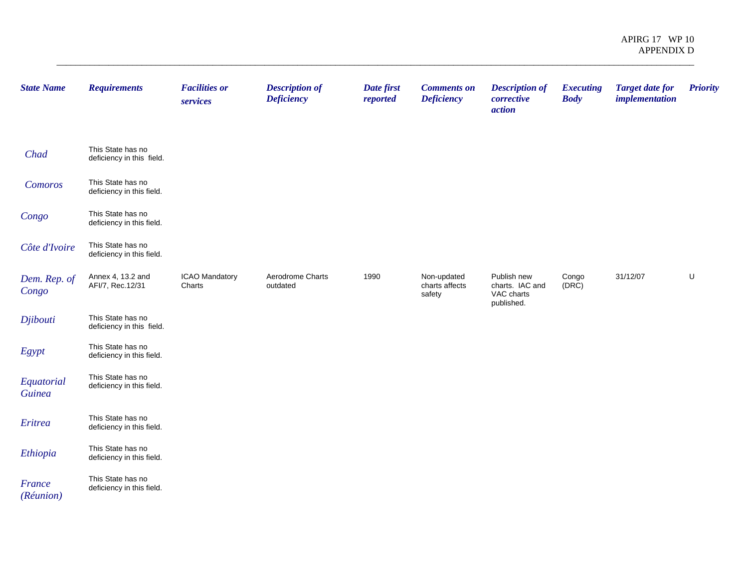| State Name | Requirements | Facilities or services | Description of Deficiency | Date first reported | Comments on Deficiency | Description of corrective action | Executing Body | Target date for implementation | Priority |
|---|---|---|---|---|---|---|---|---|---|
| Chad | This State has no deficiency in this field. | | | | | | | | |
| Comoros | This State has no deficiency in this field. | | | | | | | | |
| Congo | This State has no deficiency in this field. | | | | | | | | |
| Côte d'Ivoire | This State has no deficiency in this field. | | | | | | | | |
| Dem. Rep. of Congo | Annex 4, 13.2 and AFI/7, Rec.12/31 | ICAO Mandatory Charts | Aerodrome Charts outdated | 1990 | Non-updated charts affects safety | Publish new charts. IAC and VAC charts published. | Congo (DRC) | 31/12/07 | U |
| Djibouti | This State has no deficiency in this field. | | | | | | | | |
| Egypt | This State has no deficiency in this field. | | | | | | | | |
| Equatorial Guinea | This State has no deficiency in this field. | | | | | | | | |
| Eritrea | This State has no deficiency in this field. | | | | | | | | |
| Ethiopia | This State has no deficiency in this field. | | | | | | | | |
| France (Réunion) | This State has no deficiency in this field. | | | | | | | | |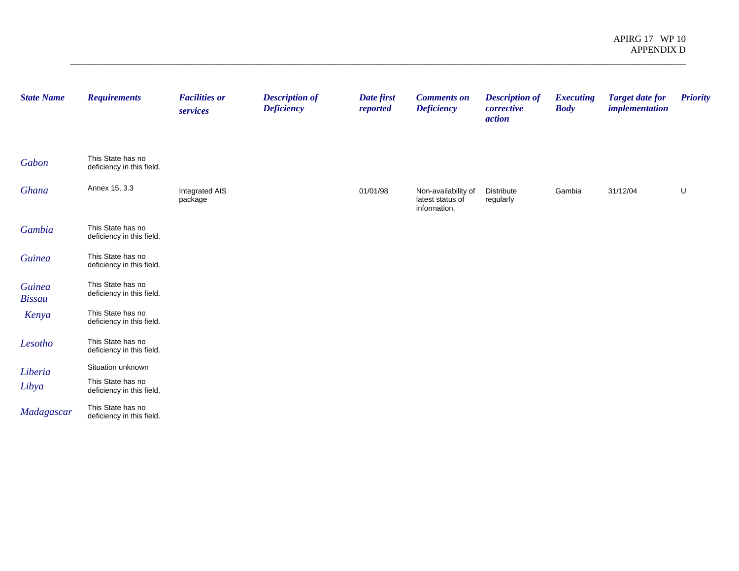| State Name | Requirements | Facilities or services | Description of Deficiency | Date first reported | Comments on Deficiency | Description of corrective action | Executing Body | Target date for implementation | Priority |
|---|---|---|---|---|---|---|---|---|---|
| Gabon | This State has no deficiency in this field. | | | | | | | | |
| Ghana | Annex 15, 3.3 | Integrated AIS package | | 01/01/98 | Non-availability of latest status of information. | Distribute regularly | Gambia | 31/12/04 | U |
| Gambia | This State has no deficiency in this field. | | | | | | | | |
| Guinea | This State has no deficiency in this field. | | | | | | | | |
| Guinea Bissau | This State has no deficiency in this field. | | | | | | | | |
| Kenya | This State has no deficiency in this field. | | | | | | | | |
| Lesotho | This State has no deficiency in this field. | | | | | | | | |
| Liberia | Situation unknown | | | | | | | | |
| Libya | This State has no deficiency in this field. | | | | | | | | |
| Madagascar | This State has no deficiency in this field. | | | | | | | | |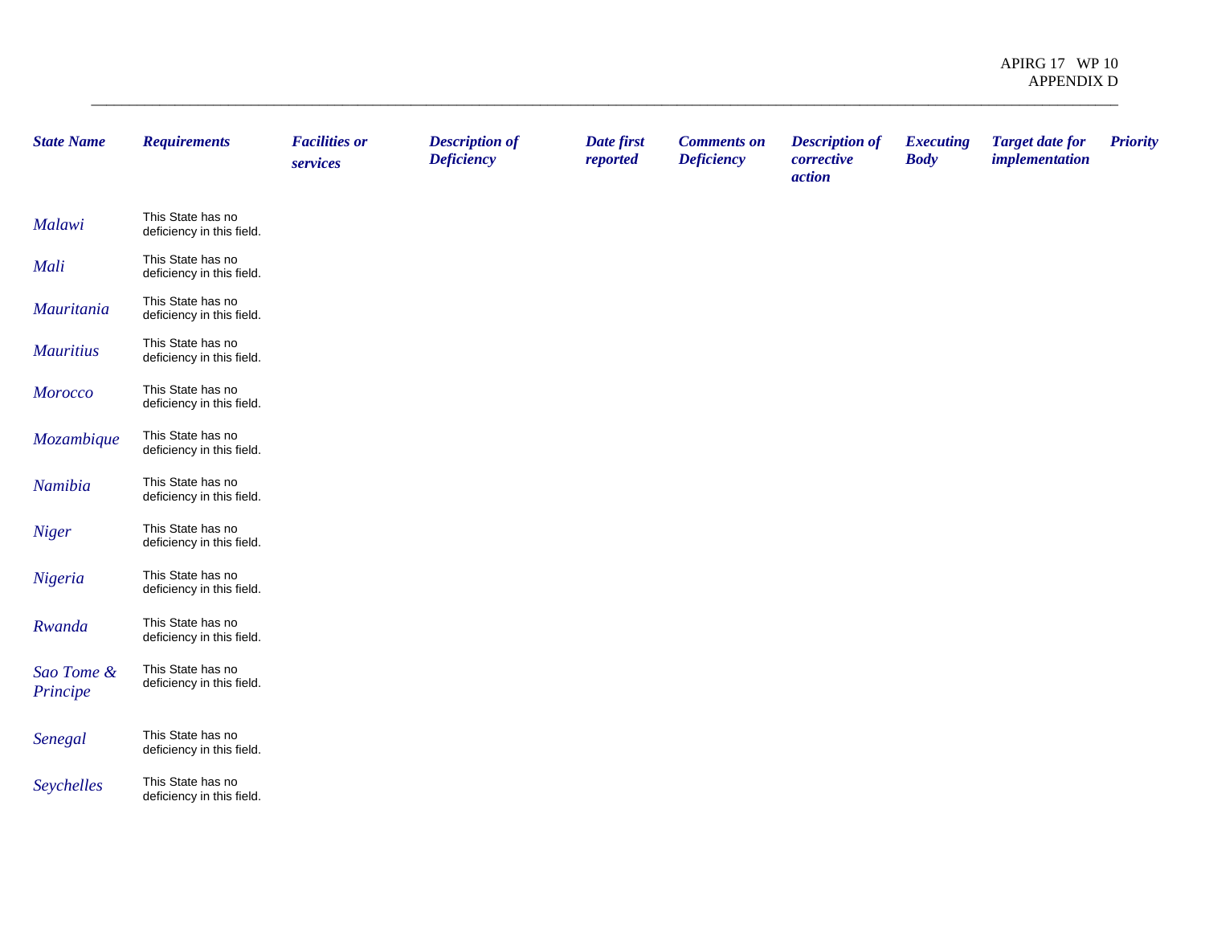| *State Name* | *Requirements* | *Facilities or services* | *Description of Deficiency* | *Date first reported* | *Comments on Deficiency* | *Description of corrective action* | *Executing Body* | *Target date for implementation* | *Priority* |
|---|---|---|---|---|---|---|---|---|---|
| *Malawi* | This State has no deficiency in this field. | | | | | | | | |
| *Mali* | This State has no deficiency in this field. | | | | | | | | |
| *Mauritania* | This State has no deficiency in this field. | | | | | | | | |
| *Mauritius* | This State has no deficiency in this field. | | | | | | | | |
| *Morocco* | This State has no deficiency in this field. | | | | | | | | |
| *Mozambique* | This State has no deficiency in this field. | | | | | | | | |
| *Namibia* | This State has no deficiency in this field. | | | | | | | | |
| *Niger* | This State has no deficiency in this field. | | | | | | | | |
| *Nigeria* | This State has no deficiency in this field. | | | | | | | | |
| *Rwanda* | This State has no deficiency in this field. | | | | | | | | |
| *Sao Tome & Principe* | This State has no deficiency in this field. | | | | | | | | |
| *Senegal* | This State has no deficiency in this field. | | | | | | | | |
| *Seychelles* | This State has no deficiency in this field. | | | | | | | | |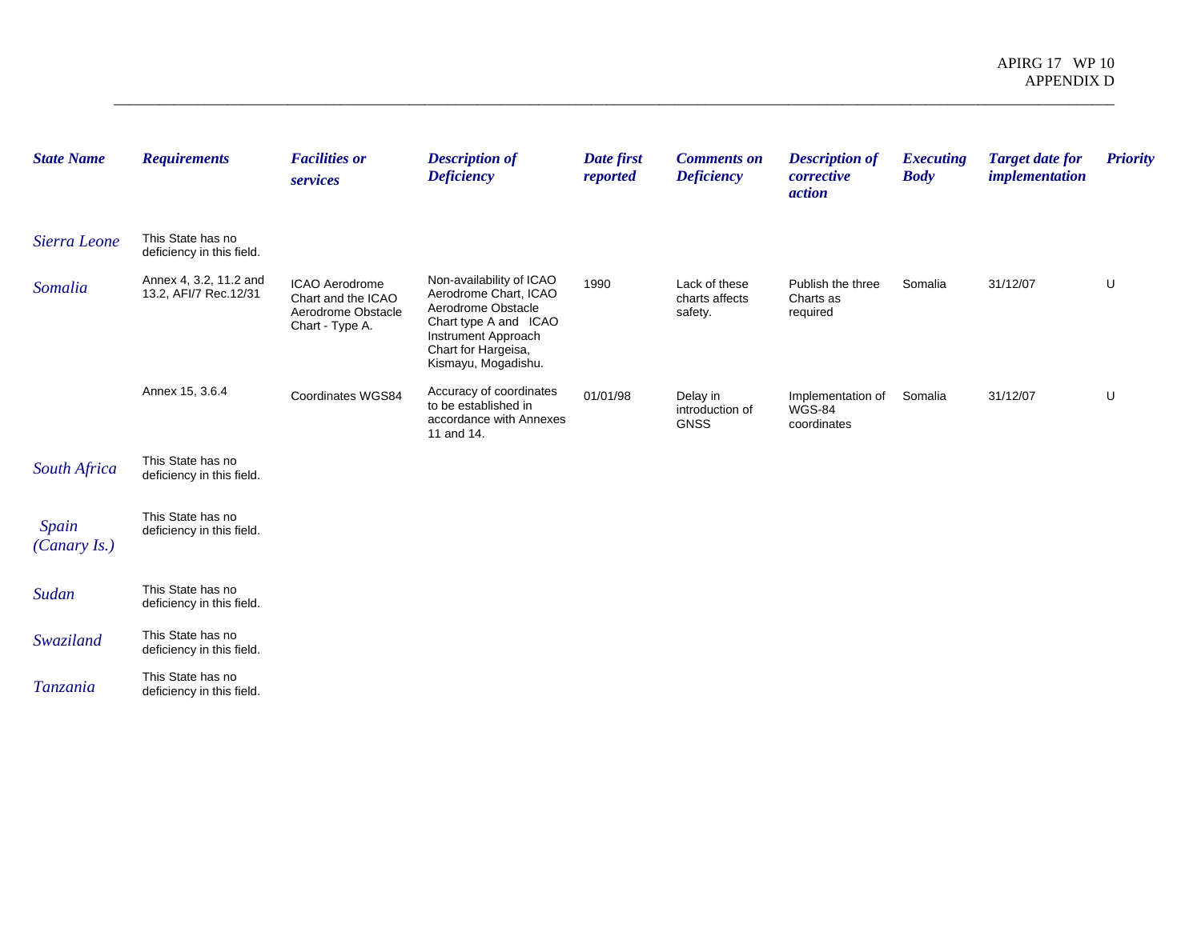| State Name | Requirements | Facilities or services | Description of Deficiency | Date first reported | Comments on Deficiency | Description of corrective action | Executing Body | Target date for implementation | Priority |
|---|---|---|---|---|---|---|---|---|---|
| Sierra Leone | This State has no deficiency in this field. | | | | | | | | |
| Somalia | Annex 4, 3.2, 11.2 and 13.2, AFI/7 Rec.12/31 | ICAO Aerodrome Chart and the ICAO Aerodrome Obstacle Chart - Type A. | Non-availability of ICAO Aerodrome Chart, ICAO Aerodrome Obstacle Chart type A and ICAO Instrument Approach Chart for Hargeisa, Kismayu, Mogadishu. | 1990 | Lack of these charts affects safety. | Publish the three Charts as required | Somalia | 31/12/07 | U |
| | Annex 15, 3.6.4 | Coordinates WGS84 | Accuracy of coordinates to be established in accordance with Annexes 11 and 14. | 01/01/98 | Delay in introduction of GNSS | Implementation of WGS-84 coordinates | Somalia | 31/12/07 | U |
| South Africa | This State has no deficiency in this field. | | | | | | | | |
| Spain (Canary Is.) | This State has no deficiency in this field. | | | | | | | | |
| Sudan | This State has no deficiency in this field. | | | | | | | | |
| Swaziland | This State has no deficiency in this field. | | | | | | | | |
| Tanzania | This State has no deficiency in this field. | | | | | | | | |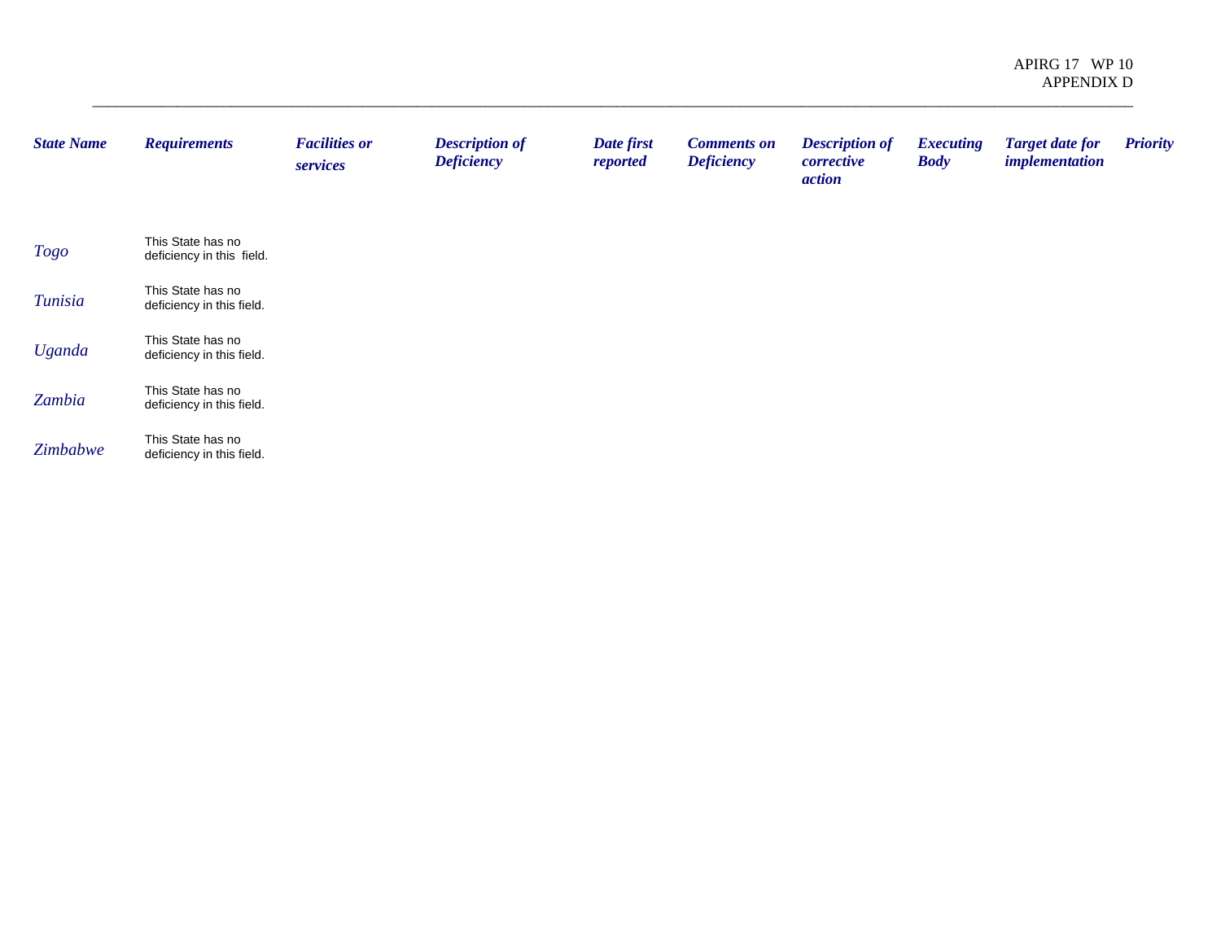| State Name | Requirements | Facilities or services | Description of Deficiency | Date first reported | Comments on Deficiency | Description of corrective action | Executing Body | Target date for implementation | Priority |
|---|---|---|---|---|---|---|---|---|---|
| Togo | This State has no deficiency in this field. | | | | | | | | |
| Tunisia | This State has no deficiency in this field. | | | | | | | | |
| Uganda | This State has no deficiency in this field. | | | | | | | | |
| Zambia | This State has no deficiency in this field. | | | | | | | | |
| Zimbabwe | This State has no deficiency in this field. | | | | | | | | |